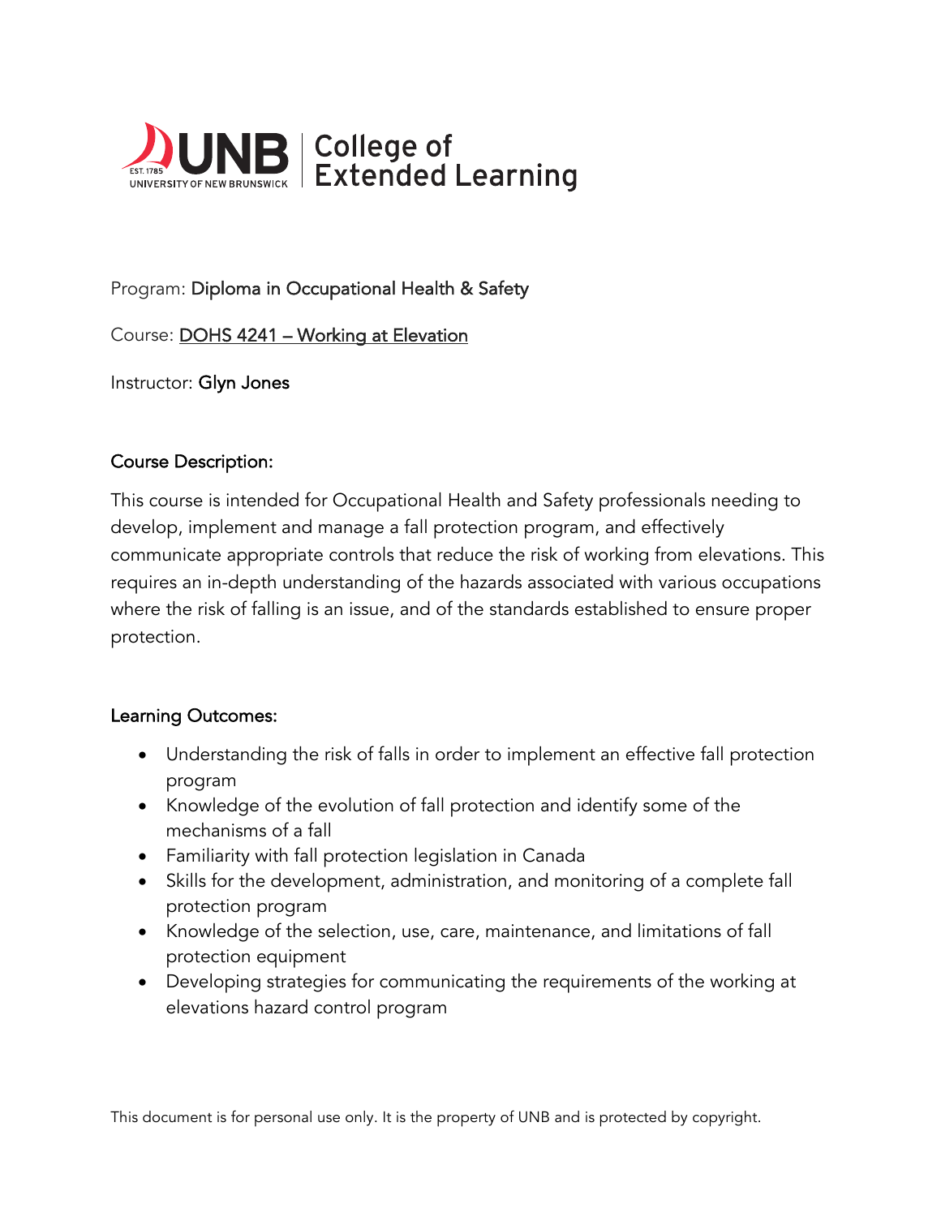UNB | College of Extended Learning

Program: Diploma in Occupational Health & Safety

Course: DOHS 4241 – Working at Elevation

Instructor: Glyn Jones

## Course Description:

This course is intended for Occupational Health and Safety professionals needing to develop, implement and manage a fall protection program, and effectively communicate appropriate controls that reduce the risk of working from elevations. This requires an in-depth understanding of the hazards associated with various occupations where the risk of falling is an issue, and of the standards established to ensure proper protection.

## Learning Outcomes:

- Understanding the risk of falls in order to implement an effective fall protection program
- Knowledge of the evolution of fall protection and identify some of the mechanisms of a fall
- Familiarity with fall protection legislation in Canada
- Skills for the development, administration, and monitoring of a complete fall protection program
- Knowledge of the selection, use, care, maintenance, and limitations of fall protection equipment
- Developing strategies for communicating the requirements of the working at elevations hazard control program

This document is for personal use only. It is the property of UNB and is protected by copyright.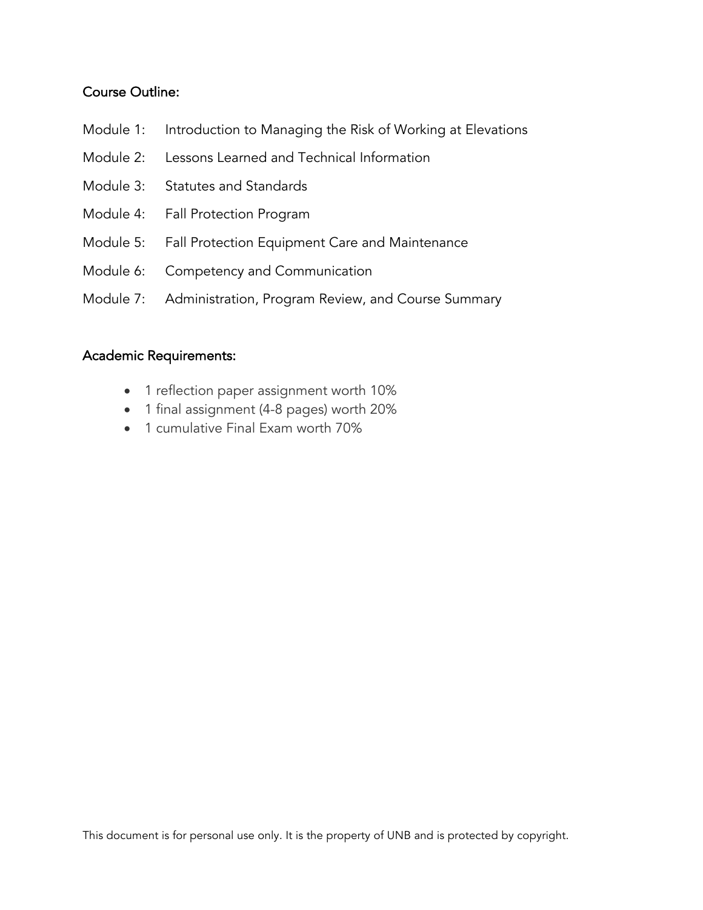## Course Outline:

Module 1: Introduction to Managing the Risk of Working at Elevations

Module 2: Lessons Learned and Technical Information

Module 3: Statutes and Standards

Module 4: Fall Protection Program

Module 5: Fall Protection Equipment Care and Maintenance

Module 6: Competency and Communication

Module 7: Administration, Program Review, and Course Summary

## Academic Requirements:

- 1 reflection paper assignment worth 10%
- 1 final assignment (4-8 pages) worth 20%
- 1 cumulative Final Exam worth 70%

This document is for personal use only. It is the property of UNB and is protected by copyright.